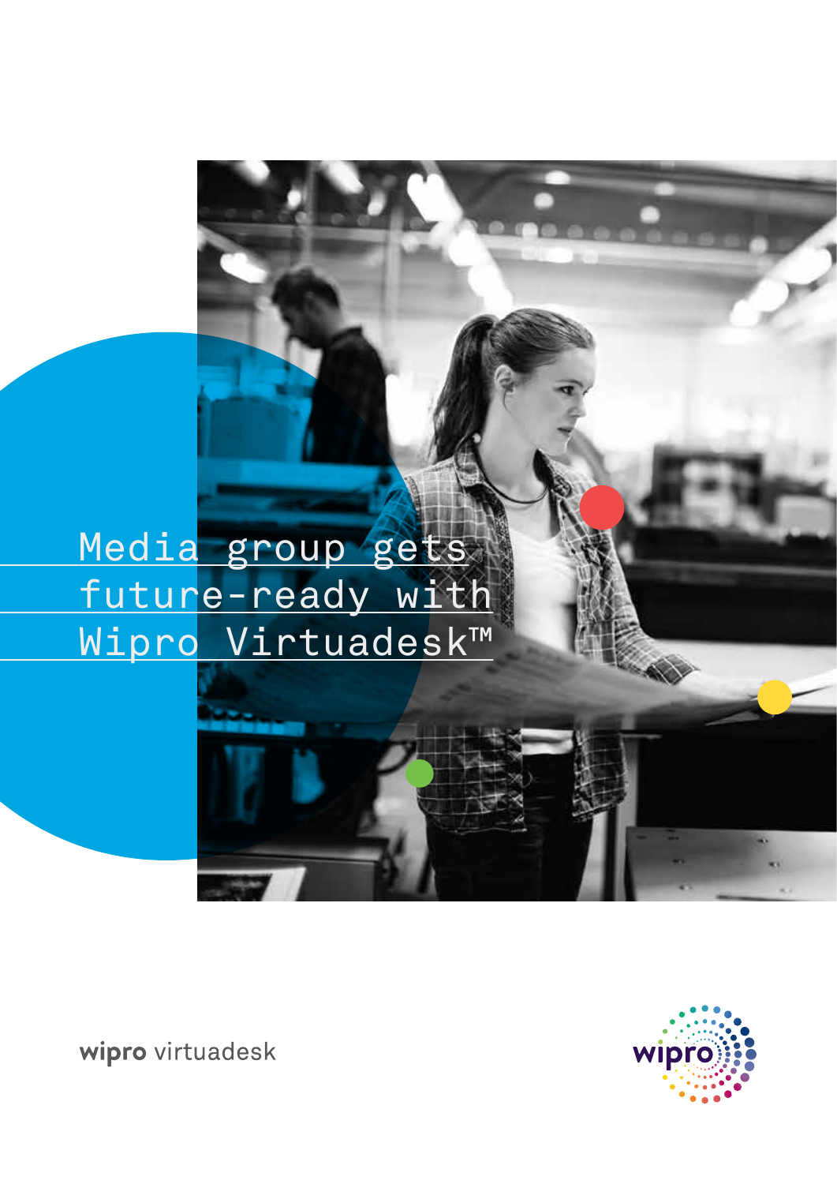# Media group gets future-ready with Wipro Virtuadesk™

wipro virtuadesk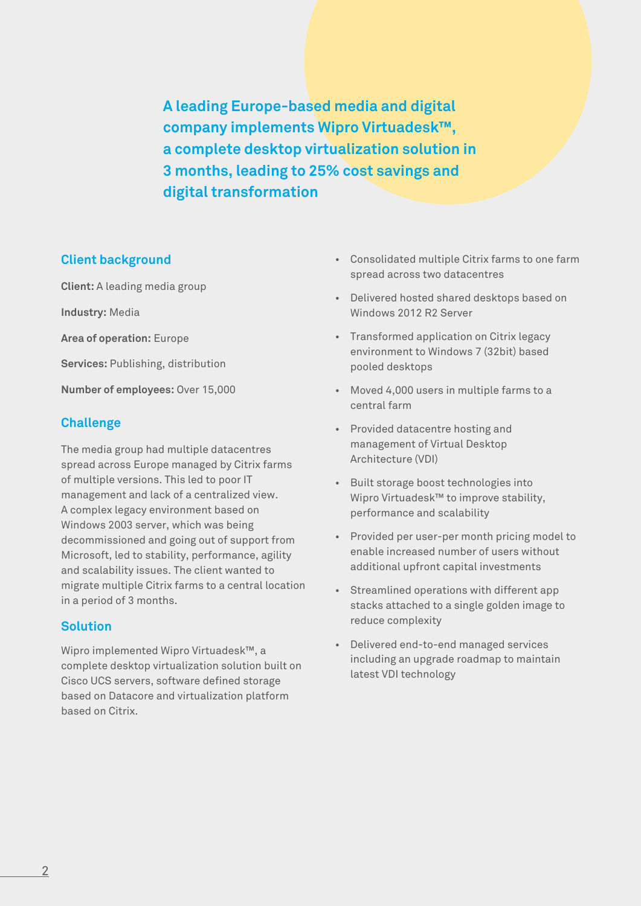# A leading Europe-based media and digital company implements Wipro Virtuadesk™, a complete desktop virtualization solution in 3 months, leading to 25% cost savings and digital transformation

## Client background

**Client:** A leading media group

**Industry:** Media

**Area of operation:** Europe

**Services:** Publishing, distribution

**Number of employees:** Over 15,000

## Challenge

The media group had multiple datacentres spread across Europe managed by Citrix farms of multiple versions. This led to poor IT management and lack of a centralized view. A complex legacy environment based on Windows 2003 server, which was being decommissioned and going out of support from Microsoft, led to stability, performance, agility and scalability issues. The client wanted to migrate multiple Citrix farms to a central location in a period of 3 months.

## Solution

Wipro implemented Wipro Virtuadesk™, a complete desktop virtualization solution built on Cisco UCS servers, software defined storage based on Datacore and virtualization platform based on Citrix.

- Consolidated multiple Citrix farms to one farm spread across two datacentres
- Delivered hosted shared desktops based on Windows 2012 R2 Server
- Transformed application on Citrix legacy environment to Windows 7 (32bit) based pooled desktops
- Moved 4,000 users in multiple farms to a central farm
- Provided datacentre hosting and management of Virtual Desktop Architecture (VDI)
- Built storage boost technologies into Wipro Virtuadesk™ to improve stability, performance and scalability
- Provided per user-per month pricing model to enable increased number of users without additional upfront capital investments
- Streamlined operations with different app stacks attached to a single golden image to reduce complexity
- Delivered end-to-end managed services including an upgrade roadmap to maintain latest VDI technology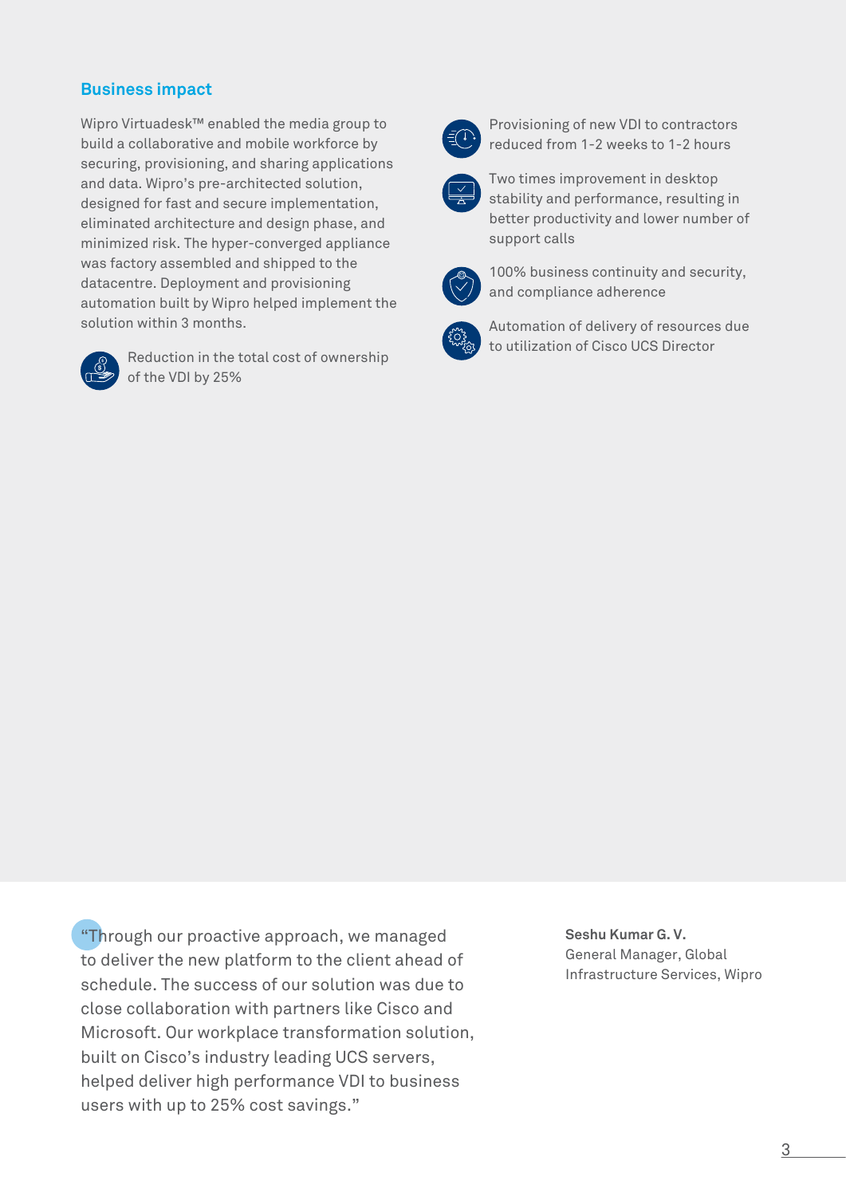## Business impact

Wipro Virtuadesk™ enabled the media group to build a collaborative and mobile workforce by securing, provisioning, and sharing applications and data. Wipro's pre-architected solution, designed for fast and secure implementation, eliminated architecture and design phase, and minimized risk. The hyper-converged appliance was factory assembled and shipped to the datacentre. Deployment and provisioning automation built by Wipro helped implement the solution within 3 months.

- Reduction in the total cost of ownership of the VDI by 25%
- Provisioning of new VDI to contractors reduced from 1-2 weeks to 1-2 hours
- Two times improvement in desktop stability and performance, resulting in better productivity and lower number of support calls
- 100% business continuity and security, and compliance adherence
- Automation of delivery of resources due to utilization of Cisco UCS Director

"Through our proactive approach, we managed to deliver the new platform to the client ahead of schedule. The success of our solution was due to close collaboration with partners like Cisco and Microsoft. Our workplace transformation solution, built on Cisco's industry leading UCS servers, helped deliver high performance VDI to business users with up to 25% cost savings."

**Seshu Kumar G. V.**
General Manager, Global Infrastructure Services, Wipro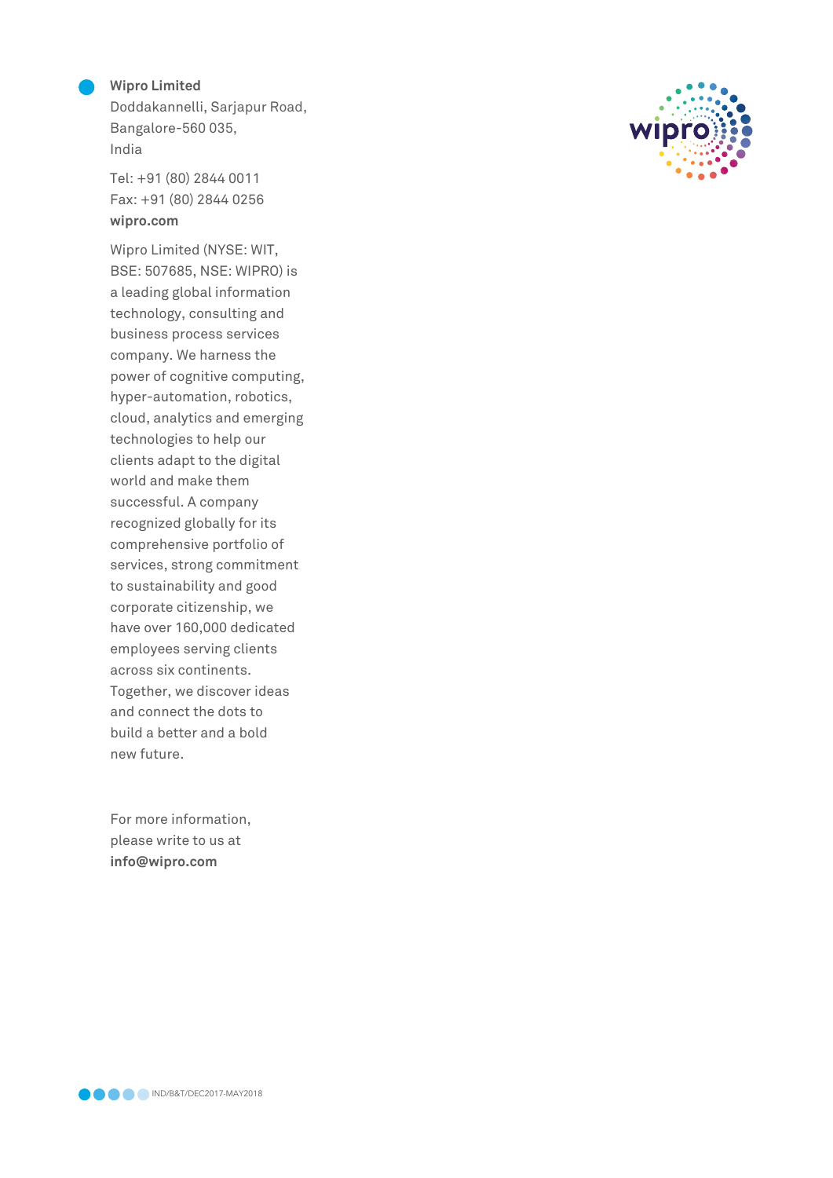**Wipro Limited**
Doddakannelli, Sarjapur Road,
Bangalore-560 035,
India

Tel: +91 (80) 2844 0011
Fax: +91 (80) 2844 0256
**wipro.com**

Wipro Limited (NYSE: WIT, BSE: 507685, NSE: WIPRO) is a leading global information technology, consulting and business process services company. We harness the power of cognitive computing, hyper-automation, robotics, cloud, analytics and emerging technologies to help our clients adapt to the digital world and make them successful. A company recognized globally for its comprehensive portfolio of services, strong commitment to sustainability and good corporate citizenship, we have over 160,000 dedicated employees serving clients across six continents. Together, we discover ideas and connect the dots to build a better and a bold new future.

For more information, please write to us at **info@wipro.com**

IND/B&T/DEC2017-MAY2018